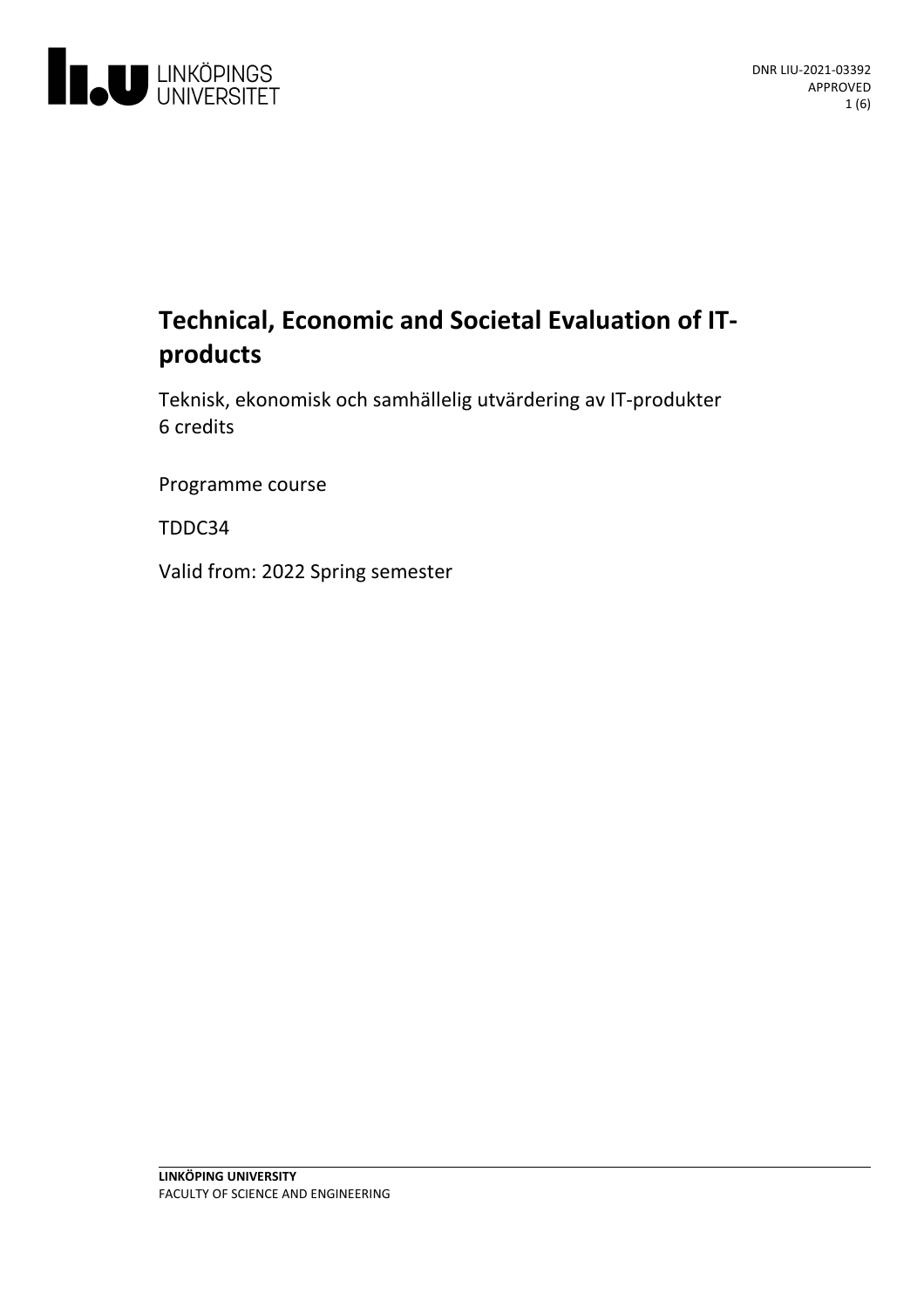DNR LIU-2021-03392
APPROVED

# Technical, Economic and Societal Evaluation of IT-products

Teknisk, ekonomisk och samhällelig utvärdering av IT-produkter
6 credits

Programme course

TDDC34

Valid from: 2022 Spring semester

**LINKÖPING UNIVERSITY**
FACULTY OF SCIENCE AND ENGINEERING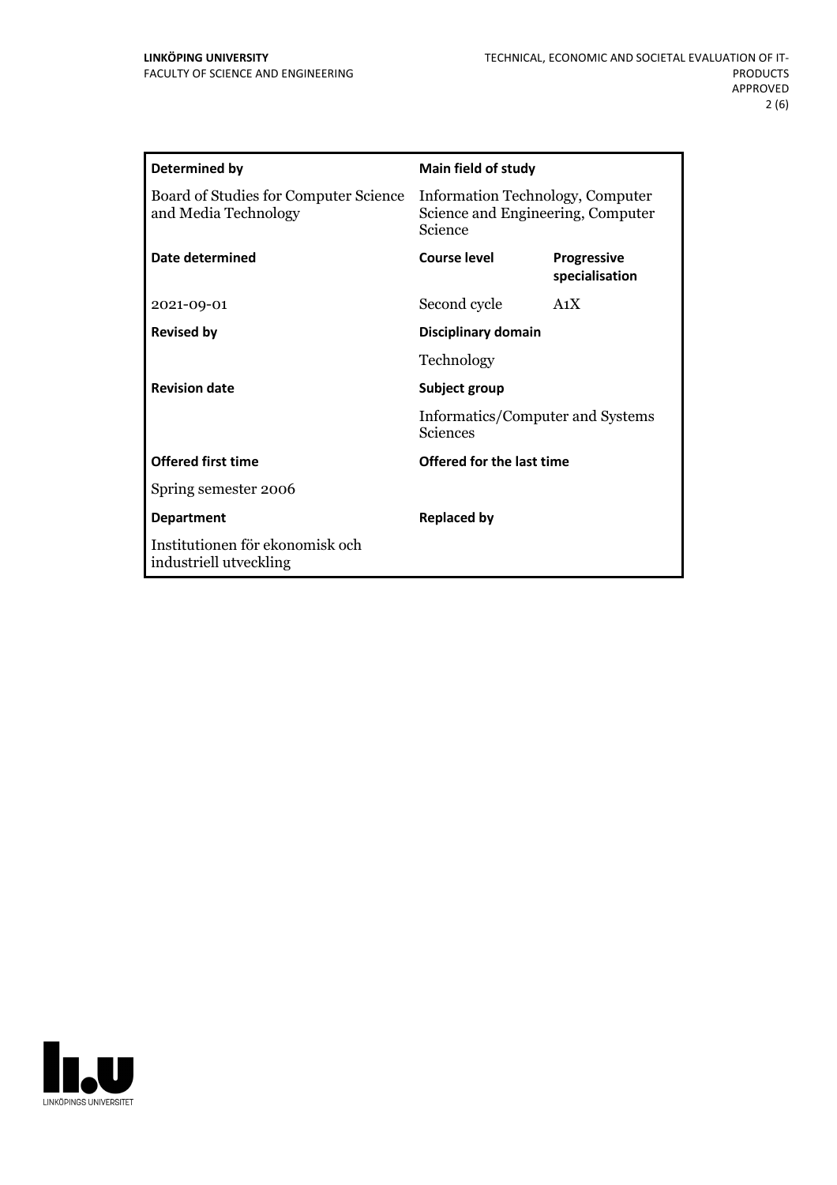| **Determined by** | **Main field of study** | |
|---|---|---|
| Board of Studies for Computer Science and Media Technology | Information Technology, Computer Science and Engineering, Computer Science | |
| **Date determined** | **Course level** | **Progressive specialisation** |
| 2021-09-01 | Second cycle | A1X |
| **Revised by** | **Disciplinary domain** | |
| | Technology | |
| **Revision date** | **Subject group** | |
| | Informatics/Computer and Systems Sciences | |
| **Offered first time** | **Offered for the last time** | |
| Spring semester 2006 | | |
| **Department** | **Replaced by** | |
| Institutionen för ekonomisk och industriell utveckling | | |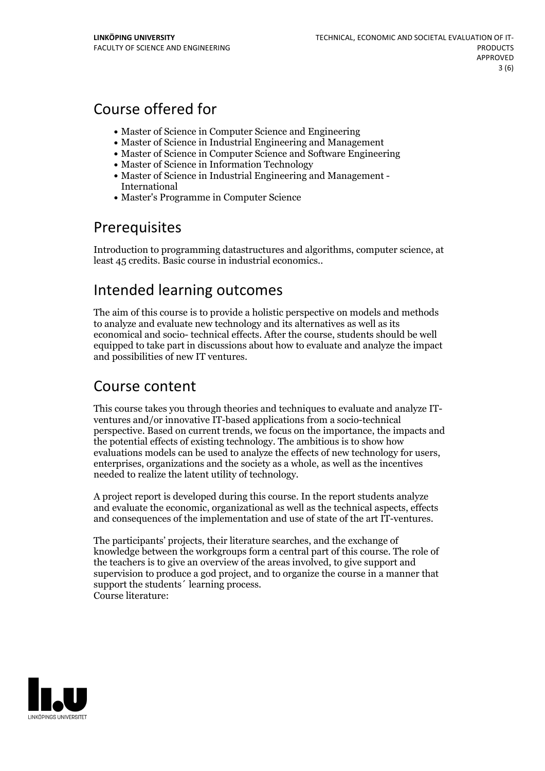## Course offered for

- Master of Science in Computer Science and Engineering
- Master of Science in Industrial Engineering and Management
- Master of Science in Computer Science and Software Engineering
- Master of Science in Information Technology
- Master of Science in Industrial Engineering and Management - International
- Master's Programme in Computer Science

## Prerequisites

Introduction to programming datastructures and algorithms, computer science, at least 45 credits. Basic course in industrial economics..

## Intended learning outcomes

The aim of this course is to provide a holistic perspective on models and methods to analyze and evaluate new technology and its alternatives as well as its economical and socio- technical effects. After the course, students should be well equipped to take part in discussions about how to evaluate and analyze the impact and possibilities of new IT ventures.

## Course content

This course takes you through theories and techniques to evaluate and analyze IT-ventures and/or innovative IT-based applications from a socio-technical perspective. Based on current trends, we focus on the importance, the impacts and the potential effects of existing technology. The ambitious is to show how evaluations models can be used to analyze the effects of new technology for users, enterprises, organizations and the society as a whole, as well as the incentives needed to realize the latent utility of technology.

A project report is developed during this course. In the report students analyze and evaluate the economic, organizational as well as the technical aspects, effects and consequences of the implementation and use of state of the art IT-ventures.

The participants' projects, their literature searches, and the exchange of knowledge between the workgroups form a central part of this course. The role of the teachers is to give an overview of the areas involved, to give support and supervision to produce a god project, and to organize the course in a manner that support the students´ learning process.
Course literature: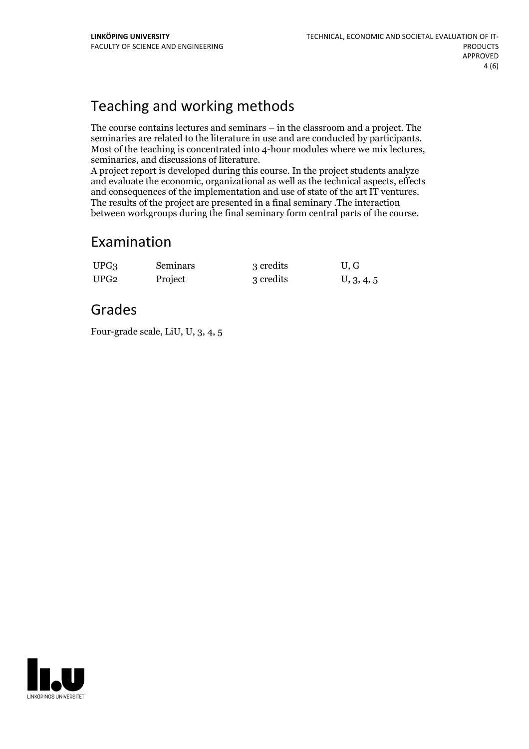## Teaching and working methods

The course contains lectures and seminars – in the classroom and a project. The seminaries are related to the literature in use and are conducted by participants. Most of the teaching is concentrated into 4-hour modules where we mix lectures, seminaries, and discussions of literature.
A project report is developed during this course. In the project students analyze and evaluate the economic, organizational as well as the technical aspects, effects and consequences of the implementation and use of state of the art IT ventures. The results of the project are presented in a final seminary .The interaction between workgroups during the final seminary form central parts of the course.

## Examination

| | | | |
|---|---|---|---|
| UPG3 | Seminars | 3 credits | U, G |
| UPG2 | Project | 3 credits | U, 3, 4, 5 |

## Grades

Four-grade scale, LiU, U, 3, 4, 5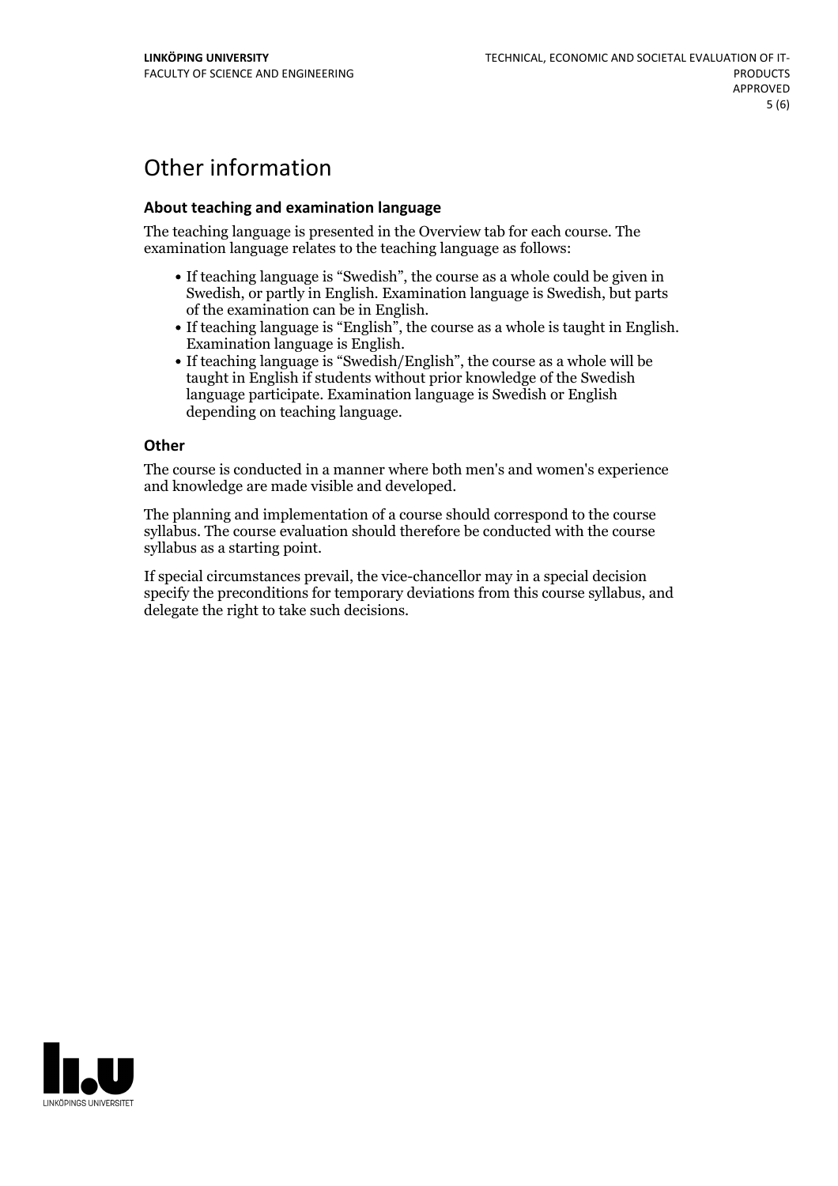# Other information

### About teaching and examination language

The teaching language is presented in the Overview tab for each course. The examination language relates to the teaching language as follows:

- If teaching language is “Swedish”, the course as a whole could be given in Swedish, or partly in English. Examination language is Swedish, but parts of the examination can be in English.
- If teaching language is “English”, the course as a whole is taught in English. Examination language is English.
- If teaching language is “Swedish/English”, the course as a whole will be taught in English if students without prior knowledge of the Swedish language participate. Examination language is Swedish or English depending on teaching language.

### Other

The course is conducted in a manner where both men's and women's experience and knowledge are made visible and developed.

The planning and implementation of a course should correspond to the course syllabus. The course evaluation should therefore be conducted with the course syllabus as a starting point.

If special circumstances prevail, the vice-chancellor may in a special decision specify the preconditions for temporary deviations from this course syllabus, and delegate the right to take such decisions.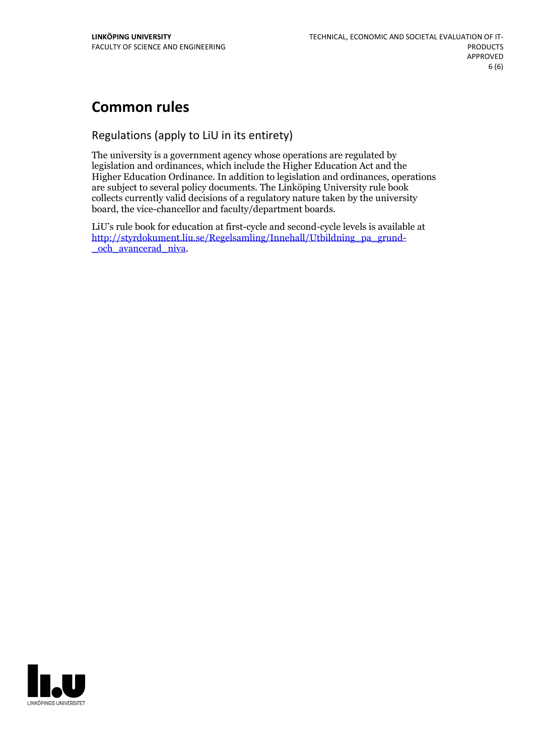# Common rules

## Regulations (apply to LiU in its entirety)

The university is a government agency whose operations are regulated by legislation and ordinances, which include the Higher Education Act and the Higher Education Ordinance. In addition to legislation and ordinances, operations are subject to several policy documents. The Linköping University rule book collects currently valid decisions of a regulatory nature taken by the university board, the vice-chancellor and faculty/department boards.

LiU's rule book for education at first-cycle and second-cycle levels is available at http://styrdokument.liu.se/Regelsamling/Innehall/Utbildning_pa_grund-_och_avancerad_niva.